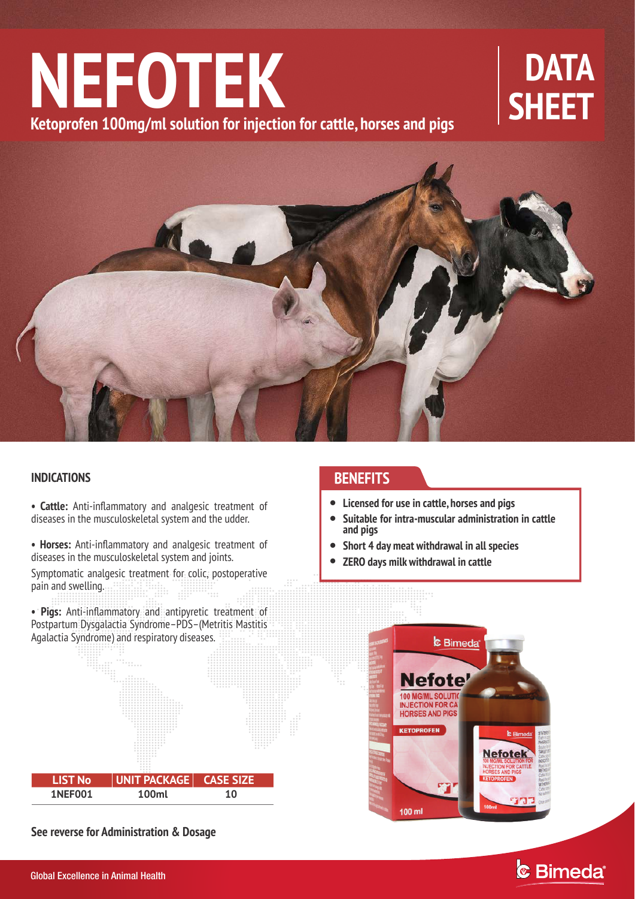# NEFOTEK

**Ketoprofen 100mg/ml solution for injection for cattle, horses and pigs**

## DATA SHEET

### INDICATIONS

- **Cattle:** Anti-inflammatory and analgesic treatment of diseases in the musculoskeletal system and the udder.

- **Horses:** Anti-inflammatory and analgesic treatment of diseases in the musculoskeletal system and joints.

  Symptomatic analgesic treatment for colic, postoperative pain and swelling.

- **Pigs:** Anti-inflammatory and antipyretic treatment of Postpartum Dysgalactia Syndrome–PDS–(Metritis Mastitis Agalactia Syndrome) and respiratory diseases.

| LIST No | UNIT PACKAGE | CASE SIZE |
| --- | --- | --- |
| 1NEF001 | 100ml | 10 |

**See reverse for Administration & Dosage**

### BENEFITS

- **Licensed for use in cattle, horses and pigs**
- **Suitable for intra-muscular administration in cattle and pigs**
- **Short 4 day meat withdrawal in all species**
- **ZERO days milk withdrawal in cattle**

Global Excellence in Animal Health

Bimeda®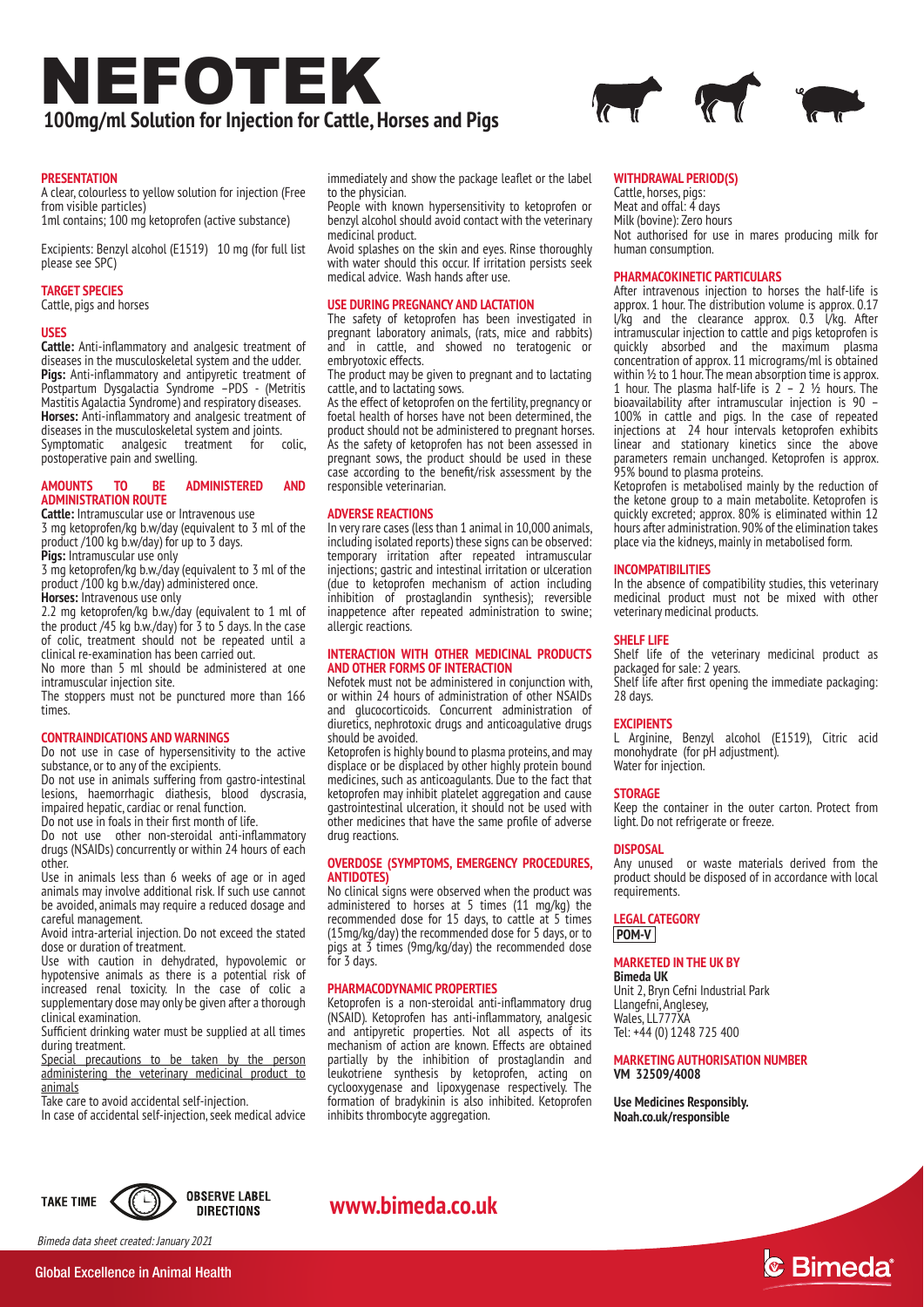# NEFOTEK

## 100mg/ml Solution for Injection for Cattle, Horses and Pigs

### PRESENTATION

A clear, colourless to yellow solution for injection (Free from visible particles)
1ml contains; 100 mg ketoprofen (active substance)

Excipients: Benzyl alcohol (E1519) 10 mg (for full list please see SPC)

### TARGET SPECIES

Cattle, pigs and horses

### USES

**Cattle:** Anti-inflammatory and analgesic treatment of diseases in the musculoskeletal system and the udder.
**Pigs:** Anti-inflammatory and antipyretic treatment of Postpartum Dysgalactia Syndrome –PDS - (Metritis Mastitis Agalactia Syndrome) and respiratory diseases.
**Horses:** Anti-inflammatory and analgesic treatment of diseases in the musculoskeletal system and joints.
Symptomatic analgesic treatment for colic, postoperative pain and swelling.

### AMOUNTS TO BE ADMINISTERED AND ADMINISTRATION ROUTE

**Cattle:** Intramuscular use or Intravenous use
3 mg ketoprofen/kg b.w/day (equivalent to 3 ml of the product /100 kg b.w/day) for up to 3 days.
**Pigs:** Intramuscular use only
3 mg ketoprofen/kg b.w./day (equivalent to 3 ml of the product /100 kg b.w./day) administered once.
**Horses:** Intravenous use only
2.2 mg ketoprofen/kg b.w./day (equivalent to 1 ml of the product /45 kg b.w./day) for 3 to 5 days. In the case of colic, treatment should not be repeated until a clinical re-examination has been carried out.
No more than 5 ml should be administered at one intramuscular injection site.
The stoppers must not be punctured more than 166 times.

### CONTRAINDICATIONS AND WARNINGS

Do not use in case of hypersensitivity to the active substance, or to any of the excipients.
Do not use in animals suffering from gastro-intestinal lesions, haemorrhagic diathesis, blood dyscrasia, impaired hepatic, cardiac or renal function.
Do not use in foals in their first month of life.
Do not use other non-steroidal anti-inflammatory drugs (NSAIDs) concurrently or within 24 hours of each other.
Use in animals less than 6 weeks of age or in aged animals may involve additional risk. If such use cannot be avoided, animals may require a reduced dosage and careful management.
Avoid intra-arterial injection. Do not exceed the stated dose or duration of treatment.
Use with caution in dehydrated, hypovolemic or hypotensive animals as there is a potential risk of increased renal toxicity. In the case of colic a supplementary dose may only be given after a thorough clinical examination.
Sufficient drinking water must be supplied at all times during treatment.
<u>Special precautions to be taken by the person administering the veterinary medicinal product to animals</u>
Take care to avoid accidental self-injection.
In case of accidental self-injection, seek medical advice immediately and show the package leaflet or the label to the physician.
People with known hypersensitivity to ketoprofen or benzyl alcohol should avoid contact with the veterinary medicinal product.
Avoid splashes on the skin and eyes. Rinse thoroughly with water should this occur. If irritation persists seek medical advice. Wash hands after use.

### USE DURING PREGNANCY AND LACTATION

The safety of ketoprofen has been investigated in pregnant laboratory animals, (rats, mice and rabbits) and in cattle, and showed no teratogenic or embryotoxic effects.
The product may be given to pregnant and to lactating cattle, and to lactating sows.
As the effect of ketoprofen on the fertility, pregnancy or foetal health of horses have not been determined, the product should not be administered to pregnant horses. As the safety of ketoprofen has not been assessed in pregnant sows, the product should be used in these case according to the benefit/risk assessment by the responsible veterinarian.

### ADVERSE REACTIONS

In very rare cases (less than 1 animal in 10,000 animals, including isolated reports) these signs can be observed: temporary irritation after repeated intramuscular injections; gastric and intestinal irritation or ulceration (due to ketoprofen mechanism of action including inhibition of prostaglandin synthesis); reversible inappetence after repeated administration to swine; allergic reactions.

### INTERACTION WITH OTHER MEDICINAL PRODUCTS AND OTHER FORMS OF INTERACTION

Nefotek must not be administered in conjunction with, or within 24 hours of administration of other NSAIDs and glucocorticoids. Concurrent administration of diuretics, nephrotoxic drugs and anticoagulative drugs should be avoided.
Ketoprofen is highly bound to plasma proteins, and may displace or be displaced by other highly protein bound medicines, such as anticoagulants. Due to the fact that ketoprofen may inhibit platelet aggregation and cause gastrointestinal ulceration, it should not be used with other medicines that have the same profile of adverse drug reactions.

### OVERDOSE (SYMPTOMS, EMERGENCY PROCEDURES, ANTIDOTES)

No clinical signs were observed when the product was administered to horses at 5 times (11 mg/kg) the recommended dose for 15 days, to cattle at 5 times (15mg/kg/day) the recommended dose for 5 days, or to pigs at 3 times (9mg/kg/day) the recommended dose for 3 days.

### PHARMACODYNAMIC PROPERTIES

Ketoprofen is a non-steroidal anti-inflammatory drug (NSAID). Ketoprofen has anti-inflammatory, analgesic and antipyretic properties. Not all aspects of its mechanism of action are known. Effects are obtained partially by the inhibition of prostaglandin and leukotriene synthesis by ketoprofen, acting on cyclooxygenase and lipoxygenase respectively. The formation of bradykinin is also inhibited. Ketoprofen inhibits thrombocyte aggregation.

### WITHDRAWAL PERIOD(S)

Cattle, horses, pigs:
Meat and offal: 4 days
Milk (bovine): Zero hours
Not authorised for use in mares producing milk for human consumption.

### PHARMACOKINETIC PARTICULARS

After intravenous injection to horses the half-life is approx. 1 hour. The distribution volume is approx. 0.17 l/kg and the clearance approx. 0.3 l/kg. After intramuscular injection to cattle and pigs ketoprofen is quickly absorbed and the maximum plasma concentration of approx. 11 micrograms/ml is obtained within ½ to 1 hour. The mean absorption time is approx. 1 hour. The plasma half-life is 2 – 2 ½ hours. The bioavailability after intramuscular injection is 90 – 100% in cattle and pigs. In the case of repeated injections at 24 hour intervals ketoprofen exhibits linear and stationary kinetics since the above parameters remain unchanged. Ketoprofen is approx. 95% bound to plasma proteins.
Ketoprofen is metabolised mainly by the reduction of the ketone group to a main metabolite. Ketoprofen is quickly excreted; approx. 80% is eliminated within 12 hours after administration. 90% of the elimination takes place via the kidneys, mainly in metabolised form.

### INCOMPATIBILITIES

In the absence of compatibility studies, this veterinary medicinal product must not be mixed with other veterinary medicinal products.

### SHELF LIFE

Shelf life of the veterinary medicinal product as packaged for sale: 2 years.
Shelf life after first opening the immediate packaging: 28 days.

### EXCIPIENTS

L Arginine, Benzyl alcohol (E1519), Citric acid monohydrate (for pH adjustment).
Water for injection.

### STORAGE

Keep the container in the outer carton. Protect from light. Do not refrigerate or freeze.

### DISPOSAL

Any unused or waste materials derived from the product should be disposed of in accordance with local requirements.

### LEGAL CATEGORY

POM-V

### MARKETED IN THE UK BY

**Bimeda UK**
Unit 2, Bryn Cefni Industrial Park
Llangefni, Anglesey,
Wales, LL777XA
Tel: +44 (0) 1248 725 400

### MARKETING AUTHORISATION NUMBER

**VM 32509/4008**

**Use Medicines Responsibly.**
**Noah.co.uk/responsible**

TAKE TIME OBSERVE LABEL DIRECTIONS

**www.bimeda.co.uk**

*Bimeda data sheet created: January 2021*

Global Excellence in Animal Health

Bimeda